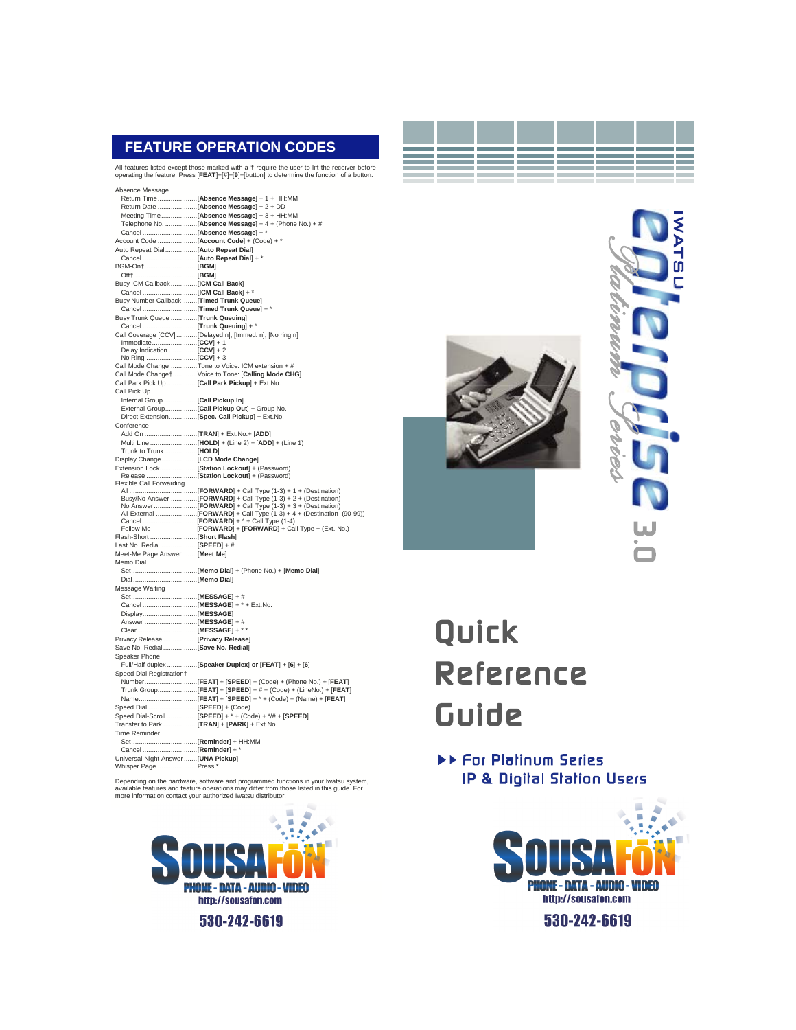## FEATURE OPERATION CODES

All features listed except those marked with a † require the user to lift the receiver before operating the feature. Press [**FEAT**]+[#]+[**9**]+[button] to determine the function of a button.

Absence Message
- Return Time ..................... [**Absence Message**] + 1 + HH:MM
- Return Date ..................... [**Absence Message**] + 2 + DD
- Meeting Time ..................... [**Absence Message**] + 3 + HH:MM
- Telephone No. ..................... [**Absence Message**] + 4 + (Phone No.) + #
- Cancel ..................... [**Absence Message**] + *

Account Code ..................... [**Account Code**] + (Code) + *

Auto Repeat Dial ..................... [**Auto Repeat Dial**]
- Cancel ..................... [**Auto Repeat Dial**] + *

BGM-On† ..................... [**BGM**]
- Off† ..................... [**BGM**]

Busy ICM Callback ..................... [**ICM Call Back**]
- Cancel ..................... [**ICM Call Back**] + *

Busy Number Callback ..................... [**Timed Trunk Queue**]
- Cancel ..................... [**Timed Trunk Queue**] + *

Busy Trunk Queue ..................... [**Trunk Queuing**]
- Cancel ..................... [**Trunk Queuing**] + *

Call Coverage [CCV] ..................... [Delayed n], [Immed. n], [No ring n]
- Immediate ..................... [**CCV**] + 1
- Delay Indication ..................... [**CCV**] + 2
- No Ring ..................... [**CCV**] + 3

Call Mode Change ..................... Tone to Voice: ICM extension + #

Call Mode Change† ..................... Voice to Tone: [**Calling Mode CHG**]

Call Park Pick Up ..................... [**Call Park Pickup**] + Ext.No.

Call Pick Up
- Internal Group ..................... [**Call Pickup In**]
- External Group ..................... [**Call Pickup Out**] + Group No.
- Direct Extension ..................... [**Spec. Call Pickup**] + Ext.No.

Conference
- Add On ..................... [**TRAN**] + Ext.No.+ [**ADD**]
- Multi Line ..................... [**HOLD**] + (Line 2) + [**ADD**] + (Line 1)
- Trunk to Trunk ..................... [**HOLD**]

Display Change ..................... [**LCD Mode Change**]

Extension Lock ..................... [**Station Lockout**] + (Password)
- Release ..................... [**Station Lockout**] + (Password)

Flexible Call Forwarding
- All ..................... [**FORWARD**] + Call Type (1-3) + 1 + (Destination)
- Busy/No Answer ..................... [**FORWARD**] + Call Type (1-3) + 2 + (Destination)
- No Answer ..................... [**FORWARD**] + Call Type (1-3) + 3 + (Destination)
- All External ..................... [**FORWARD**] + Call Type (1-3) + 4 + (Destination (90-99))
- Cancel ..................... [**FORWARD**] + * + Call Type (1-4)
- Follow Me ..................... [**FORWARD**] + [**FORWARD**] + Call Type + (Ext. No.)

Flash-Short ..................... [**Short Flash**]

Last No. Redial ..................... [**SPEED**] + #

Meet-Me Page Answer ..................... [**Meet Me**]

Memo Dial
- Set ..................... [**Memo Dial**] + (Phone No.) + [**Memo Dial**]
- Dial ..................... [**Memo Dial**]

Message Waiting
- Set ..................... [**MESSAGE**] + #
- Cancel ..................... [**MESSAGE**] + * + Ext.No.
- Display ..................... [**MESSAGE**]
- Answer ..................... [**MESSAGE**] + #
- Clear ..................... [**MESSAGE**] + * *

Privacy Release ..................... [**Privacy Release**]

Save No. Redial ..................... [**Save No. Redial**]

Speaker Phone
- Full/Half duplex ..................... [**Speaker Duplex**] **or** [**FEAT**] + [**6**] + [**6**]

Speed Dial Registration†
- Number ..................... [**FEAT**] + [**SPEED**] + (Code) + (Phone No.) + [**FEAT**]
- Trunk Group ..................... [**FEAT**] + [**SPEED**] + # + (Code) + (LineNo.) + [**FEAT**]
- Name ..................... [**FEAT**] + [**SPEED**] + * + (Code) + (Name) + [**FEAT**]

Speed Dial ..................... [**SPEED**] + (Code)

Speed Dial-Scroll ..................... [**SPEED**] + * + (Code) + */# + [**SPEED**]

Transfer to Park ..................... [**TRAN**] + [**PARK**] + Ext.No.

Time Reminder
- Set ..................... [**Reminder**] + HH:MM
- Cancel ..................... [**Reminder**] + *

Universal Night Answer ..................... [**UNA Pickup**]

Whisper Page ..................... Press *

Depending on the hardware, software and programmed functions in your Iwatsu system, available features and feature operations may differ from those listed in this guide. For more information contact your authorized Iwatsu distributor.

SOUSAFŌN
PHONE - DATA - AUDIO - VIDEO
http://sousafon.com
530-242-6619

IWATSU enterprise *Platinum Series* 3.0

# Quick Reference Guide

▶▶ For Platinum Series
IP & Digital Station Users

SOUSAFŌN
PHONE - DATA - AUDIO - VIDEO
http://sousafon.com
530-242-6619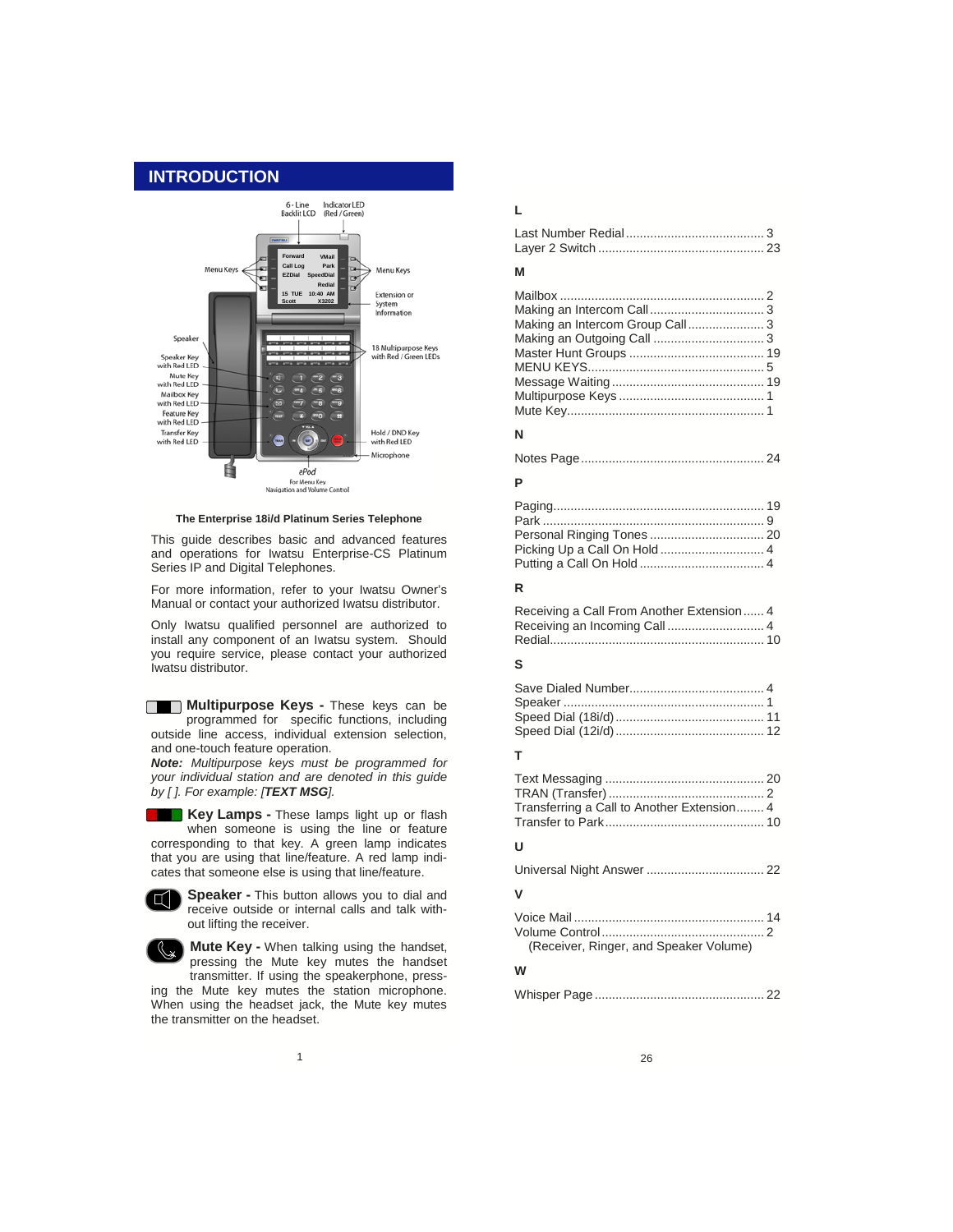## INTRODUCTION

6-Line Backlit LCD

Indicator LED (Red / Green)

Menu Keys

Menu Keys

Extension or System Information

Speaker

Speaker Key with Red LED

Mute Key with Red LED

Mailbox Key with Red LED

Feature Key with Red LED

Transfer Key with Red LED

18 Multipurpose Keys with Red / Green LEDs

Hold / DND Key with Red LED

Microphone

ePod For Menu Key Navigation and Volume Control

**The Enterprise 18i/d Platinum Series Telephone**

This guide describes basic and advanced features and operations for Iwatsu Enterprise-CS Platinum Series IP and Digital Telephones.

For more information, refer to your Iwatsu Owner's Manual or contact your authorized Iwatsu distributor.

Only Iwatsu qualified personnel are authorized to install any component of an Iwatsu system. Should you require service, please contact your authorized Iwatsu distributor.

**Multipurpose Keys -** These keys can be programmed for specific functions, including outside line access, individual extension selection, and one-touch feature operation.
***Note:*** *Multipurpose keys must be programmed for your individual station and are denoted in this guide by [ ]. For example: [**TEXT MSG**].*

**Key Lamps -** These lamps light up or flash when someone is using the line or feature corresponding to that key. A green lamp indicates that you are using that line/feature. A red lamp indicates that someone else is using that line/feature.

**Speaker -** This button allows you to dial and receive outside or internal calls and talk without lifting the receiver.

**Mute Key -** When talking using the handset, pressing the Mute key mutes the handset transmitter. If using the speakerphone, pressing the Mute key mutes the station microphone. When using the headset jack, the Mute key mutes the transmitter on the headset.

### L

Last Number Redial ........ 3
Layer 2 Switch ........ 23

### M

Mailbox ........ 2
Making an Intercom Call ........ 3
Making an Intercom Group Call ........ 3
Making an Outgoing Call ........ 3
Master Hunt Groups ........ 19
MENU KEYS ........ 5
Message Waiting ........ 19
Multipurpose Keys ........ 1
Mute Key ........ 1

### N

Notes Page ........ 24

### P

Paging ........ 19
Park ........ 9
Personal Ringing Tones ........ 20
Picking Up a Call On Hold ........ 4
Putting a Call On Hold ........ 4

### R

Receiving a Call From Another Extension ........ 4
Receiving an Incoming Call ........ 4
Redial ........ 10

### S

Save Dialed Number ........ 4
Speaker ........ 1
Speed Dial (18i/d) ........ 11
Speed Dial (12i/d) ........ 12

### T

Text Messaging ........ 20
TRAN (Transfer) ........ 2
Transferring a Call to Another Extension ........ 4
Transfer to Park ........ 10

### U

Universal Night Answer ........ 22

### V

Voice Mail ........ 14
Volume Control ........ 2
(Receiver, Ringer, and Speaker Volume)

### W

Whisper Page ........ 22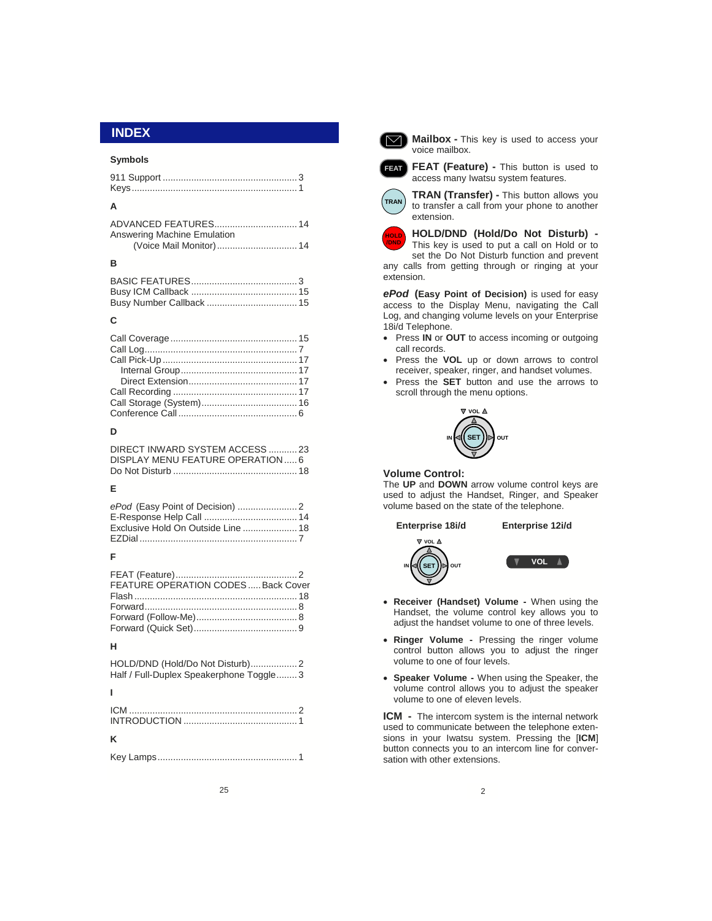# INDEX

### Symbols

911 Support .................................................... 3
Keys ................................................................ 1

### A

ADVANCED FEATURES ................................ 14
Answering Machine Emulation
    (Voice Mail Monitor) ............................... 14

### B

BASIC FEATURES ......................................... 3
Busy ICM Callback ......................................... 15
Busy Number Callback ................................... 15

### C

Call Coverage ................................................. 15
Call Log ........................................................... 7
Call Pick-Up .................................................... 17
    Internal Group ............................................. 17
    Direct Extension .......................................... 17
Call Recording ................................................ 17
Call Storage (System) ..................................... 16
Conference Call .............................................. 6

### D

DIRECT INWARD SYSTEM ACCESS ........... 23
DISPLAY MENU FEATURE OPERATION ..... 6
Do Not Disturb ................................................ 18

### E

*ePod* (Easy Point of Decision) ....................... 2
E-Response Help Call .................................... 14
Exclusive Hold On Outside Line ..................... 18
EZDial ............................................................. 7

### F

FEAT (Feature) ............................................... 2
FEATURE OPERATION CODES ..... Back Cover
Flash .............................................................. 18
Forward ........................................................... 8
Forward (Follow-Me) ....................................... 8
Forward (Quick Set) ........................................ 9

### H

HOLD/DND (Hold/Do Not Disturb) .................. 2
Half / Full-Duplex Speakerphone Toggle ........ 3

### I

ICM ................................................................. 2
INTRODUCTION ............................................ 1

### K

Key Lamps ...................................................... 1

**Mailbox -** This key is used to access your voice mailbox.

**FEAT (Feature) -** This button is used to access many Iwatsu system features.

**TRAN (Transfer) -** This button allows you to transfer a call from your phone to another extension.

**HOLD/DND (Hold/Do Not Disturb) -** This key is used to put a call on Hold or to set the Do Not Disturb function and prevent any calls from getting through or ringing at your extension.

***ePod*** **(Easy Point of Decision)** is used for easy access to the Display Menu, navigating the Call Log, and changing volume levels on your Enterprise 18i/d Telephone.

- Press **IN** or **OUT** to access incoming or outgoing call records.
- Press the **VOL** up or down arrows to control receiver, speaker, ringer, and handset volumes.
- Press the **SET** button and use the arrows to scroll through the menu options.

### Volume Control:

The **UP** and **DOWN** arrow volume control keys are used to adjust the Handset, Ringer, and Speaker volume based on the state of the telephone.

**Enterprise 18i/d** &nbsp;&nbsp;&nbsp; **Enterprise 12i/d**

- **Receiver (Handset) Volume -** When using the Handset, the volume control key allows you to adjust the handset volume to one of three levels.
- **Ringer Volume -** Pressing the ringer volume control button allows you to adjust the ringer volume to one of four levels.
- **Speaker Volume -** When using the Speaker, the volume control allows you to adjust the speaker volume to one of eleven levels.

**ICM -** The intercom system is the internal network used to communicate between the telephone extensions in your Iwatsu system. Pressing the [**ICM**] button connects you to an intercom line for conversation with other extensions.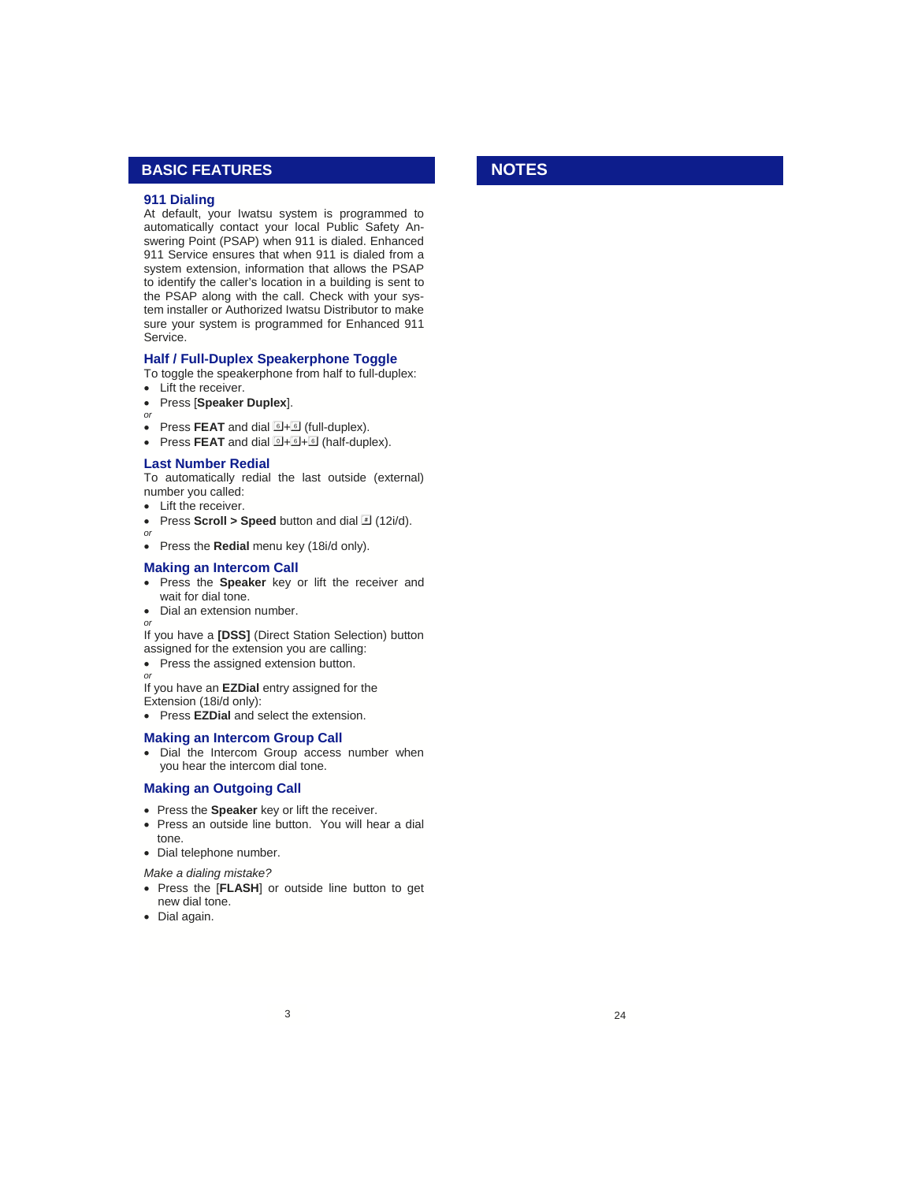## BASIC FEATURES

### 911 Dialing

At default, your Iwatsu system is programmed to automatically contact your local Public Safety Answering Point (PSAP) when 911 is dialed. Enhanced 911 Service ensures that when 911 is dialed from a system extension, information that allows the PSAP to identify the caller's location in a building is sent to the PSAP along with the call. Check with your system installer or Authorized Iwatsu Distributor to make sure your system is programmed for Enhanced 911 Service.

### Half / Full-Duplex Speakerphone Toggle

To toggle the speakerphone from half to full-duplex:

- Lift the receiver.
- Press [**Speaker Duplex**].

*or*

- Press **FEAT** and dial 6+6 (full-duplex).
- Press **FEAT** and dial 0+6+6 (half-duplex).

### Last Number Redial

To automatically redial the last outside (external) number you called:

- Lift the receiver.
- Press **Scroll > Speed** button and dial # (12i/d).

*or*

- Press the **Redial** menu key (18i/d only).

### Making an Intercom Call

- Press the **Speaker** key or lift the receiver and wait for dial tone.
- Dial an extension number.

*or*

If you have a **[DSS]** (Direct Station Selection) button assigned for the extension you are calling:

- Press the assigned extension button.

*or*

If you have an **EZDial** entry assigned for the Extension (18i/d only):

- Press **EZDial** and select the extension.

### Making an Intercom Group Call

- Dial the Intercom Group access number when you hear the intercom dial tone.

### Making an Outgoing Call

- Press the **Speaker** key or lift the receiver.
- Press an outside line button. You will hear a dial tone.
- Dial telephone number.

*Make a dialing mistake?*

- Press the [**FLASH**] or outside line button to get new dial tone.
- Dial again.

## NOTES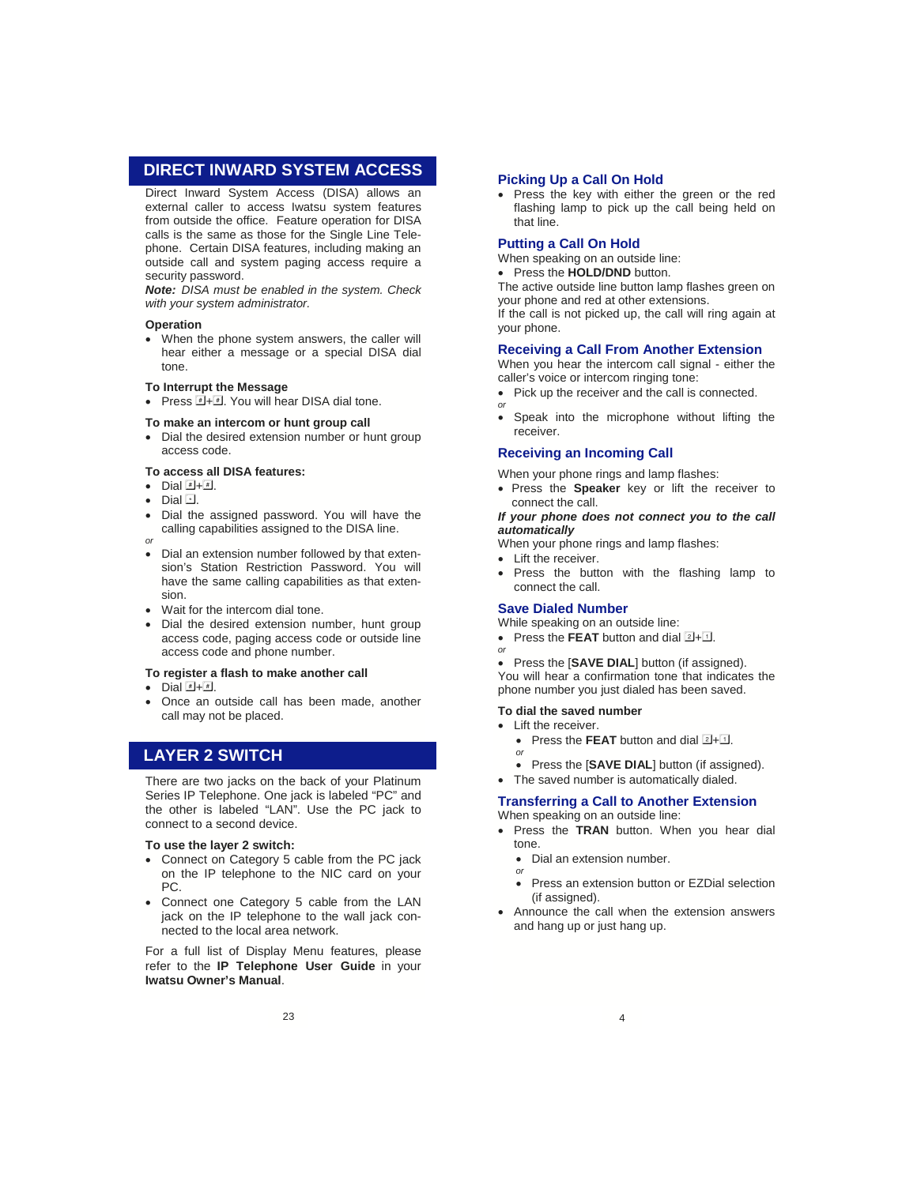## DIRECT INWARD SYSTEM ACCESS

Direct Inward System Access (DISA) allows an external caller to access Iwatsu system features from outside the office. Feature operation for DISA calls is the same as those for the Single Line Telephone. Certain DISA features, including making an outside call and system paging access require a security password.

***Note:*** *DISA must be enabled in the system. Check with your system administrator.*

**Operation**

- When the phone system answers, the caller will hear either a message or a special DISA dial tone.

**To Interrupt the Message**

- Press #+#. You will hear DISA dial tone.

**To make an intercom or hunt group call**

- Dial the desired extension number or hunt group access code.

**To access all DISA features:**

- Dial #+#.
- Dial *.
- Dial the assigned password. You will have the calling capabilities assigned to the DISA line.

*or*

- Dial an extension number followed by that extension's Station Restriction Password. You will have the same calling capabilities as that extension.
- Wait for the intercom dial tone.
- Dial the desired extension number, hunt group access code, paging access code or outside line access code and phone number.

**To register a flash to make another call**

- Dial #+#.
- Once an outside call has been made, another call may not be placed.

## LAYER 2 SWITCH

There are two jacks on the back of your Platinum Series IP Telephone. One jack is labeled "PC" and the other is labeled "LAN". Use the PC jack to connect to a second device.

**To use the layer 2 switch:**

- Connect on Category 5 cable from the PC jack on the IP telephone to the NIC card on your PC.
- Connect one Category 5 cable from the LAN jack on the IP telephone to the wall jack connected to the local area network.

For a full list of Display Menu features, please refer to the **IP Telephone User Guide** in your **Iwatsu Owner's Manual**.

### Picking Up a Call On Hold

- Press the key with either the green or the red flashing lamp to pick up the call being held on that line.

### Putting a Call On Hold

When speaking on an outside line:

- Press the **HOLD/DND** button.

The active outside line button lamp flashes green on your phone and red at other extensions.

If the call is not picked up, the call will ring again at your phone.

### Receiving a Call From Another Extension

When you hear the intercom call signal - either the caller's voice or intercom ringing tone:

- Pick up the receiver and the call is connected.

*or*

- Speak into the microphone without lifting the receiver.

### Receiving an Incoming Call

When your phone rings and lamp flashes:

- Press the **Speaker** key or lift the receiver to connect the call.

***If your phone does not connect you to the call automatically***

When your phone rings and lamp flashes:

- Lift the receiver.
- Press the button with the flashing lamp to connect the call.

### Save Dialed Number

While speaking on an outside line:

- Press the **FEAT** button and dial 2+1.

*or*

- Press the [**SAVE DIAL**] button (if assigned).

You will hear a confirmation tone that indicates the phone number you just dialed has been saved.

**To dial the saved number**

- Lift the receiver.
  - Press the **FEAT** button and dial 2+1.
  
  *or*
  - Press the [**SAVE DIAL**] button (if assigned).
- The saved number is automatically dialed.

### Transferring a Call to Another Extension

When speaking on an outside line:

- Press the **TRAN** button. When you hear dial tone.
  - Dial an extension number.
  
  *or*
  - Press an extension button or EZDial selection (if assigned).
- Announce the call when the extension answers and hang up or just hang up.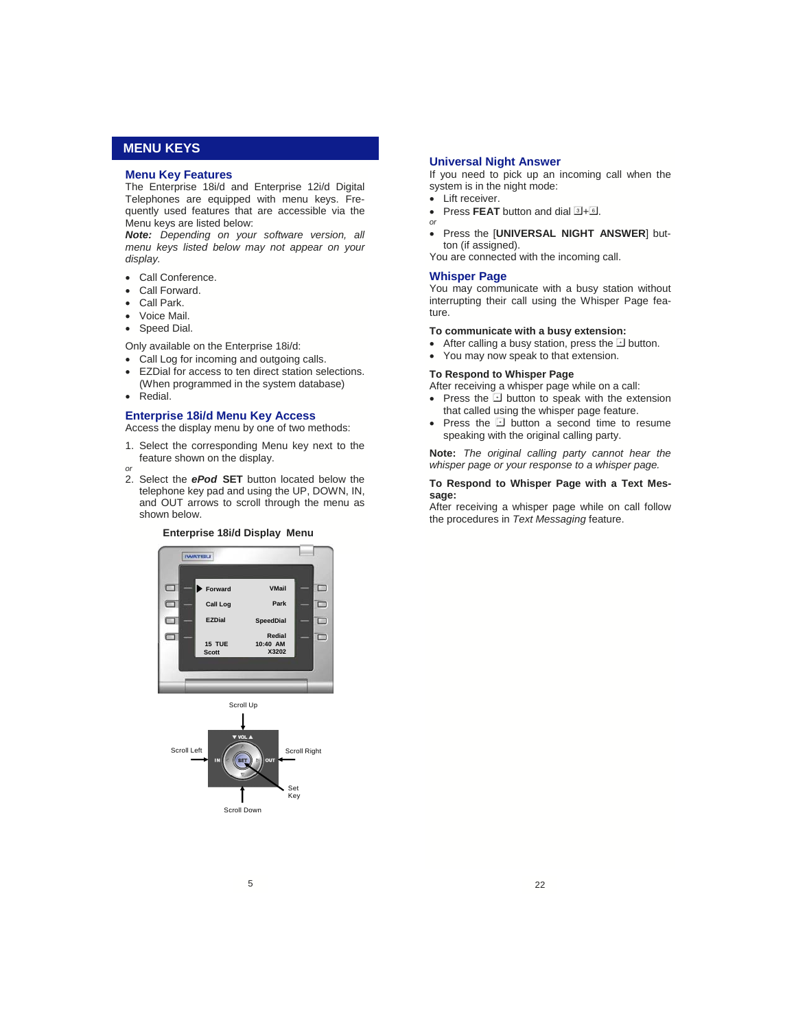## MENU KEYS

### Menu Key Features

The Enterprise 18i/d and Enterprise 12i/d Digital Telephones are equipped with menu keys. Frequently used features that are accessible via the Menu keys are listed below:

***Note:*** *Depending on your software version, all menu keys listed below may not appear on your display.*

- Call Conference.
- Call Forward.
- Call Park.
- Voice Mail.
- Speed Dial.

Only available on the Enterprise 18i/d:

- Call Log for incoming and outgoing calls.
- EZDial for access to ten direct station selections. (When programmed in the system database)
- Redial.

### Enterprise 18i/d Menu Key Access

Access the display menu by one of two methods:

1. Select the corresponding Menu key next to the feature shown on the display.

*or*

2. Select the ***ePod*** **SET** button located below the telephone key pad and using the UP, DOWN, IN, and OUT arrows to scroll through the menu as shown below.

**Enterprise 18i/d Display Menu**

Forward | VMail | Call Log | Park | EZDial | SpeedDial | Redial | 15 TUE | 10:40 AM | Scott | X3202

Scroll Up | Scroll Left | Scroll Right | Set Key | Scroll Down

### Universal Night Answer

If you need to pick up an incoming call when the system is in the night mode:

- Lift receiver.
- Press **FEAT** button and dial 3+6.

*or*

- Press the [**UNIVERSAL NIGHT ANSWER**] button (if assigned).

You are connected with the incoming call.

### Whisper Page

You may communicate with a busy station without interrupting their call using the Whisper Page feature.

**To communicate with a busy extension:**

- After calling a busy station, press the button.
- You may now speak to that extension.

**To Respond to Whisper Page**

After receiving a whisper page while on a call:

- Press the button to speak with the extension that called using the whisper page feature.
- Press the button a second time to resume speaking with the original calling party.

**Note:** *The original calling party cannot hear the whisper page or your response to a whisper page.*

**To Respond to Whisper Page with a Text Message:**

After receiving a whisper page while on call follow the procedures in *Text Messaging* feature.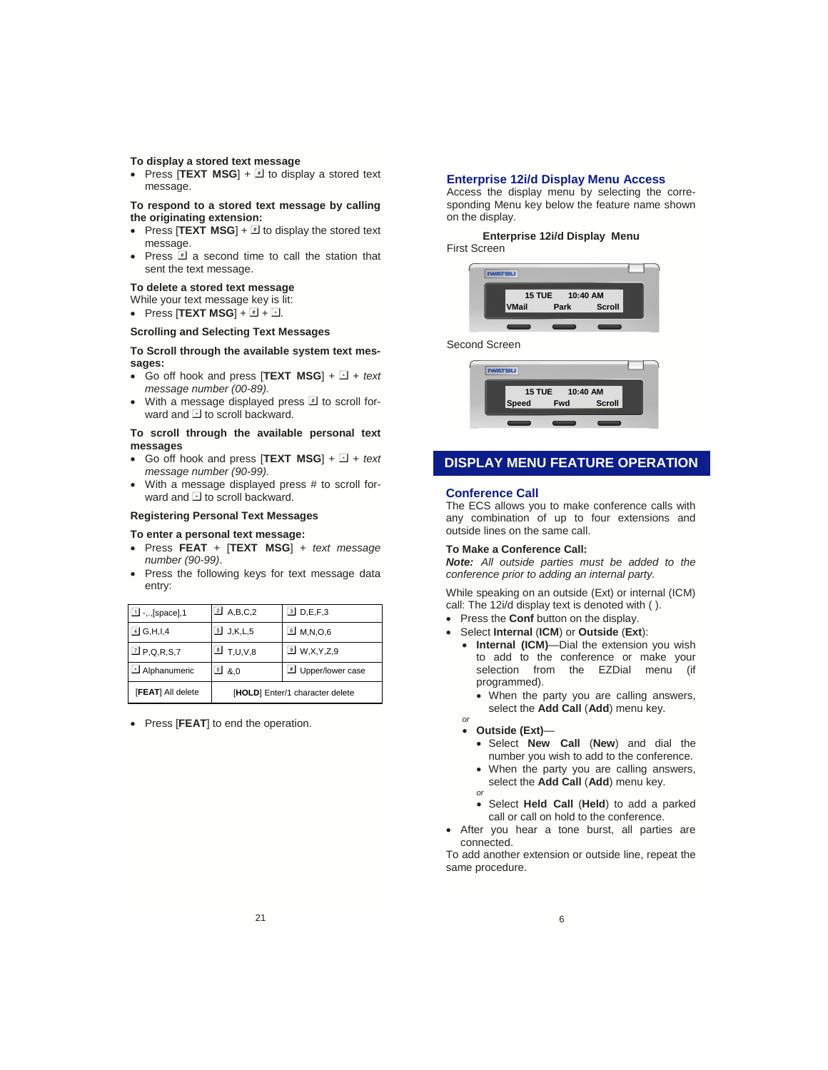**To display a stored text message**

- Press [**TEXT MSG**] + # to display a stored text message.

**To respond to a stored text message by calling the originating extension:**

- Press [**TEXT MSG**] + # to display the stored text message.
- Press # a second time to call the station that sent the text message.

**To delete a stored text message**

While your text message key is lit:

- Press [**TEXT MSG**] + # + *.

**Scrolling and Selecting Text Messages**

**To Scroll through the available system text messages:**

- Go off hook and press [**TEXT MSG**] + * + *text message number (00-89).*
- With a message displayed press # to scroll forward and * to scroll backward.

**To scroll through the available personal text messages**

- Go off hook and press [**TEXT MSG**] + * + *text message number (90-99).*
- With a message displayed press # to scroll forward and * to scroll backward.

**Registering Personal Text Messages**

**To enter a personal text message:**

- Press **FEAT** + [**TEXT MSG**] + *text message number (90-99).*
- Press the following keys for text message data entry:

| | | |
|---|---|---|
| 1 -,.,[space],1 | 2 A,B,C,2 | 3 D,E,F,3 |
| 4 G,H,I,4 | 5 J,K,L,5 | 6 M,N,O,6 |
| 7 P,Q,R,S,7 | 8 T,U,V,8 | 9 W,X,Y,Z,9 |
| * Alphanumeric | 0 &,0 | # Upper/lower case |
| [**FEAT**] All delete | [**HOLD**] Enter/1 character delete | |

- Press [**FEAT**] to end the operation.

## Enterprise 12i/d Display Menu Access

Access the display menu by selecting the corresponding Menu key below the feature name shown on the display.

**Enterprise 12i/d Display Menu**

First Screen

Second Screen

## DISPLAY MENU FEATURE OPERATION

### Conference Call

The ECS allows you to make conference calls with any combination of up to four extensions and outside lines on the same call.

**To Make a Conference Call:**

***Note:*** *All outside parties must be added to the conference prior to adding an internal party.*

While speaking on an outside (Ext) or internal (ICM) call: The 12i/d display text is denoted with ( ).

- Press the **Conf** button on the display.
- Select **Internal** (**ICM**) or **Outside** (**Ext**):
  - **Internal (ICM)**—Dial the extension you wish to add to the conference or make your selection from the EZDial menu (if programmed).
    - When the party you are calling answers, select the **Add Call** (**Add**) menu key.

  *or*

  - **Outside (Ext)**—
    - Select **New Call** (**New**) and dial the number you wish to add to the conference.
    - When the party you are calling answers, select the **Add Call** (**Add**) menu key.

    *or*

    - Select **Held Call** (**Held**) to add a parked call or call on hold to the conference.
- After you hear a tone burst, all parties are connected.

To add another extension or outside line, repeat the same procedure.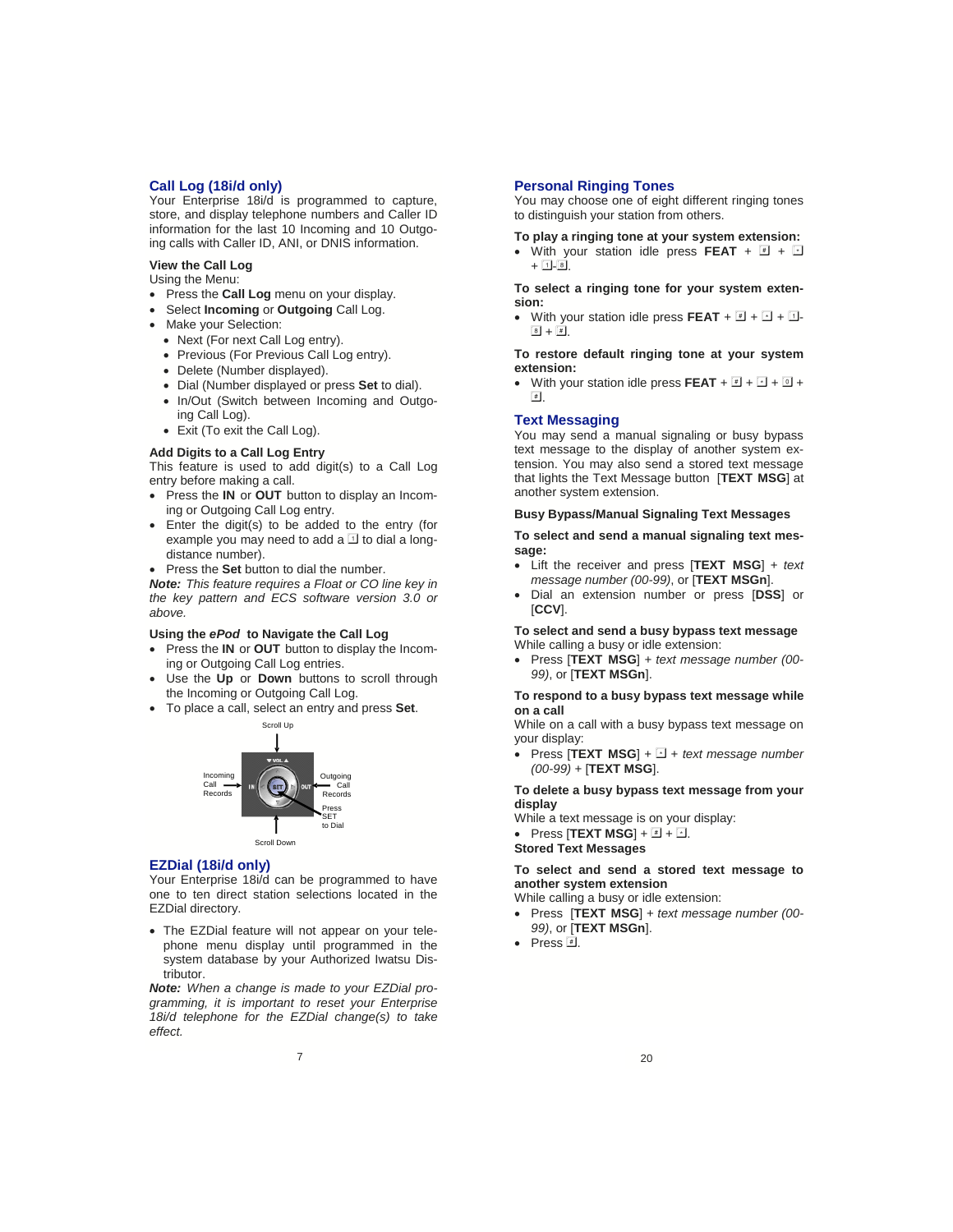## Call Log (18i/d only)

Your Enterprise 18i/d is programmed to capture, store, and display telephone numbers and Caller ID information for the last 10 Incoming and 10 Outgoing calls with Caller ID, ANI, or DNIS information.

### View the Call Log

Using the Menu:

- Press the **Call Log** menu on your display.
- Select **Incoming** or **Outgoing** Call Log.
- Make your Selection:
  - Next (For next Call Log entry).
  - Previous (For Previous Call Log entry).
  - Delete (Number displayed).
  - Dial (Number displayed or press **Set** to dial).
  - In/Out (Switch between Incoming and Outgoing Call Log).
  - Exit (To exit the Call Log).

### Add Digits to a Call Log Entry

This feature is used to add digit(s) to a Call Log entry before making a call.

- Press the **IN** or **OUT** button to display an Incoming or Outgoing Call Log entry.
- Enter the digit(s) to be added to the entry (for example you may need to add a 1 to dial a long-distance number).
- Press the **Set** button to dial the number.

***Note:*** *This feature requires a Float or CO line key in the key pattern and ECS software version 3.0 or above.*

### Using the *ePod* to Navigate the Call Log

- Press the **IN** or **OUT** button to display the Incoming or Outgoing Call Log entries.
- Use the **Up** or **Down** buttons to scroll through the Incoming or Outgoing Call Log.
- To place a call, select an entry and press **Set**.

Scroll Up

Incoming Call Records — IN — SET — OUT — Outgoing Call Records

Press SET to Dial

Scroll Down

## EZDial (18i/d only)

Your Enterprise 18i/d can be programmed to have one to ten direct station selections located in the EZDial directory.

- The EZDial feature will not appear on your telephone menu display until programmed in the system database by your Authorized Iwatsu Distributor.

***Note:*** *When a change is made to your EZDial programming, it is important to reset your Enterprise 18i/d telephone for the EZDial change(s) to take effect.*

## Personal Ringing Tones

You may choose one of eight different ringing tones to distinguish your station from others.

**To play a ringing tone at your system extension:**

- With your station idle press **FEAT** + # + * + 1-8.

**To select a ringing tone for your system extension:**

- With your station idle press **FEAT** + # + * + 1-8 + #.

**To restore default ringing tone at your system extension:**

- With your station idle press **FEAT** + # + * + 0 + #.

## Text Messaging

You may send a manual signaling or busy bypass text message to the display of another system extension. You may also send a stored text message that lights the Text Message button [**TEXT MSG**] at another system extension.

**Busy Bypass/Manual Signaling Text Messages**

**To select and send a manual signaling text message:**

- Lift the receiver and press [**TEXT MSG**] + *text message number (00-99)*, or [**TEXT MSGn**].
- Dial an extension number or press [**DSS**] or [**CCV**].

**To select and send a busy bypass text message**

While calling a busy or idle extension:

- Press [**TEXT MSG**] + *text message number (00-99)*, or [**TEXT MSGn**].

**To respond to a busy bypass text message while on a call**

While on a call with a busy bypass text message on your display:

- Press [**TEXT MSG**] + * + *text message number (00-99)* + [**TEXT MSG**].

**To delete a busy bypass text message from your display**

While a text message is on your display:

- Press [**TEXT MSG**] + # + *.

**Stored Text Messages**

**To select and send a stored text message to another system extension**

While calling a busy or idle extension:

- Press [**TEXT MSG**] + *text message number (00-99)*, or [**TEXT MSGn**].
- Press #.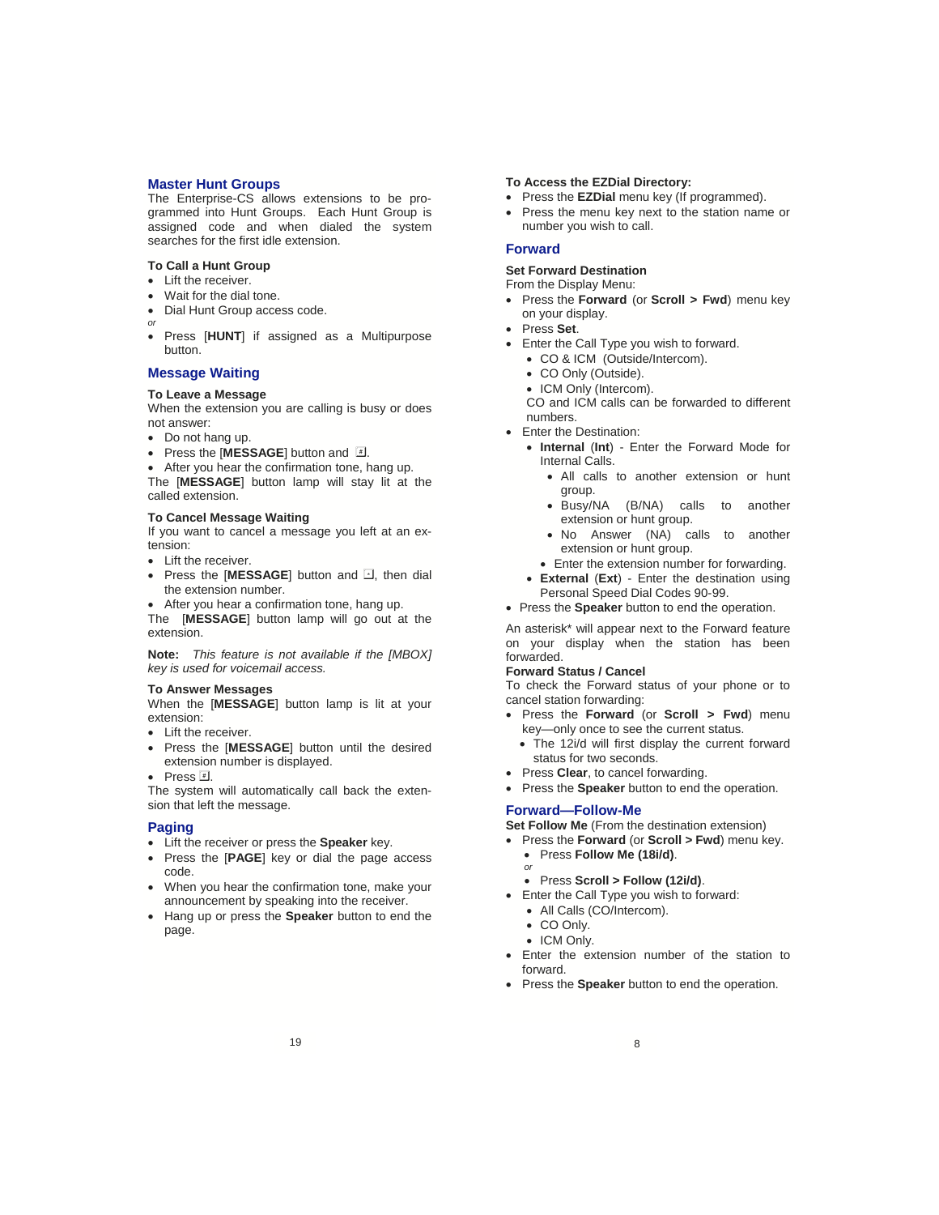## Master Hunt Groups

The Enterprise-CS allows extensions to be programmed into Hunt Groups. Each Hunt Group is assigned code and when dialed the system searches for the first idle extension.

### To Call a Hunt Group

- Lift the receiver.
- Wait for the dial tone.
- Dial Hunt Group access code.

*or*

- Press [**HUNT**] if assigned as a Multipurpose button.

## Message Waiting

### To Leave a Message

When the extension you are calling is busy or does not answer:

- Do not hang up.
- Press the [**MESSAGE**] button and #.
- After you hear the confirmation tone, hang up.

The [**MESSAGE**] button lamp will stay lit at the called extension.

### To Cancel Message Waiting

If you want to cancel a message you left at an extension:

- Lift the receiver.
- Press the [**MESSAGE**] button and *, then dial the extension number.
- After you hear a confirmation tone, hang up.

The [**MESSAGE**] button lamp will go out at the extension.

**Note:** *This feature is not available if the [MBOX] key is used for voicemail access.*

### To Answer Messages

When the [**MESSAGE**] button lamp is lit at your extension:

- Lift the receiver.
- Press the [**MESSAGE**] button until the desired extension number is displayed.
- Press #.

The system will automatically call back the extension that left the message.

## Paging

- Lift the receiver or press the **Speaker** key.
- Press the [**PAGE**] key or dial the page access code.
- When you hear the confirmation tone, make your announcement by speaking into the receiver.
- Hang up or press the **Speaker** button to end the page.

### To Access the EZDial Directory:

- Press the **EZDial** menu key (If programmed).
- Press the menu key next to the station name or number you wish to call.

## Forward

### Set Forward Destination

From the Display Menu:

- Press the **Forward** (or **Scroll > Fwd**) menu key on your display.
- Press **Set**.
- Enter the Call Type you wish to forward.
  - CO & ICM (Outside/Intercom).
  - CO Only (Outside).
  - ICM Only (Intercom).

  CO and ICM calls can be forwarded to different numbers.
- Enter the Destination:
  - **Internal** (**Int**) - Enter the Forward Mode for Internal Calls.
    - All calls to another extension or hunt group.
    - Busy/NA (B/NA) calls to another extension or hunt group.
    - No Answer (NA) calls to another extension or hunt group.
    - Enter the extension number for forwarding.
  - **External** (**Ext**) - Enter the destination using Personal Speed Dial Codes 90-99.
- Press the **Speaker** button to end the operation.

An asterisk* will appear next to the Forward feature on your display when the station has been forwarded.

### Forward Status / Cancel

To check the Forward status of your phone or to cancel station forwarding:

- Press the **Forward** (or **Scroll > Fwd**) menu key—only once to see the current status.
  - The 12i/d will first display the current forward status for two seconds.
- Press **Clear**, to cancel forwarding.
- Press the **Speaker** button to end the operation.

## Forward—Follow-Me

**Set Follow Me** (From the destination extension)

- Press the **Forward** (or **Scroll > Fwd**) menu key.
  - Press **Follow Me (18i/d)**.

  *or*
  - Press **Scroll > Follow (12i/d)**.
- Enter the Call Type you wish to forward:
  - All Calls (CO/Intercom).
  - CO Only.
  - ICM Only.
- Enter the extension number of the station to forward.
- Press the **Speaker** button to end the operation.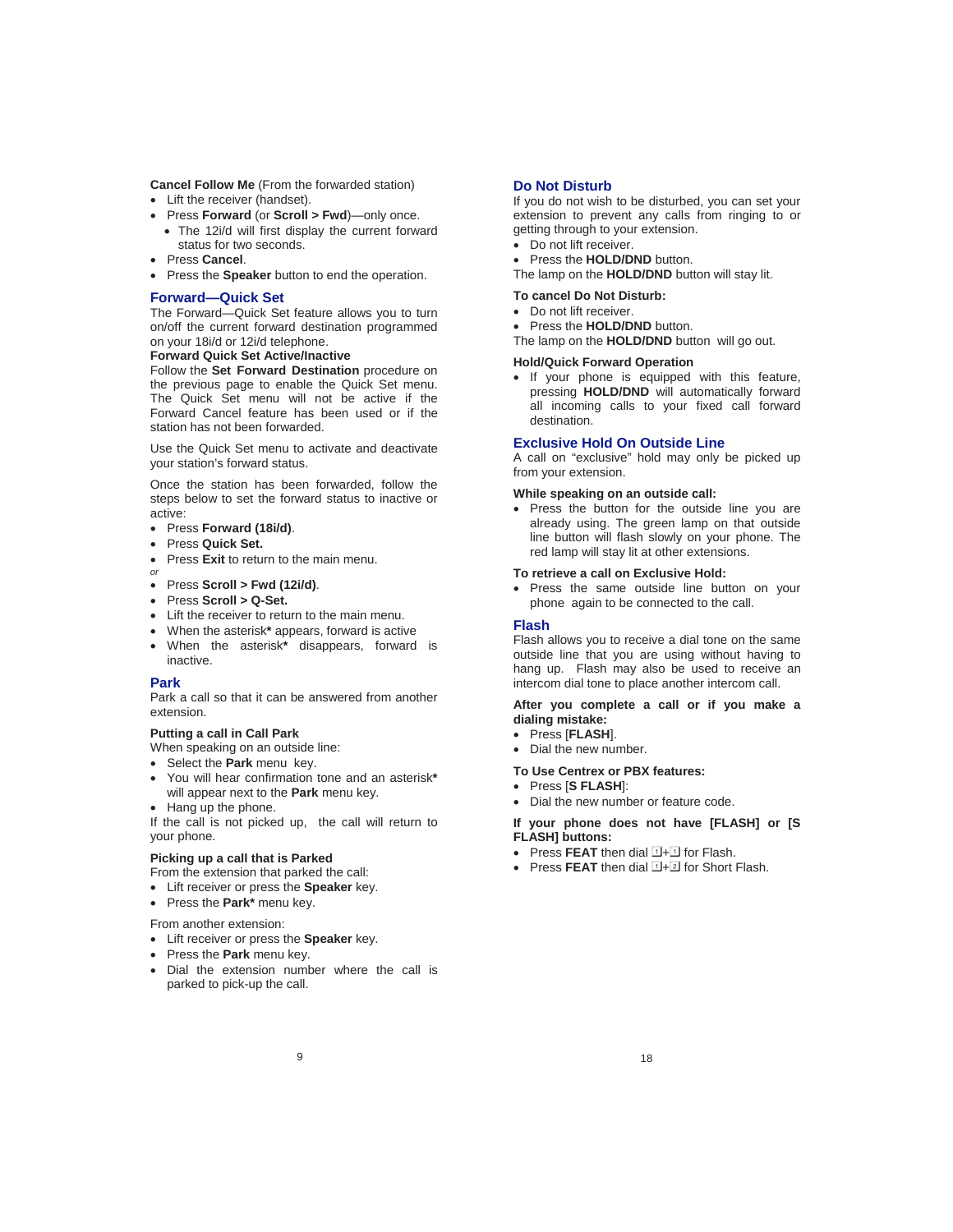**Cancel Follow Me** (From the forwarded station)

- Lift the receiver (handset).
- Press **Forward** (or **Scroll > Fwd**)—only once.
  - The 12i/d will first display the current forward status for two seconds.
- Press **Cancel**.
- Press the **Speaker** button to end the operation.

## Forward—Quick Set

The Forward—Quick Set feature allows you to turn on/off the current forward destination programmed on your 18i/d or 12i/d telephone.

**Forward Quick Set Active/Inactive**

Follow the **Set Forward Destination** procedure on the previous page to enable the Quick Set menu. The Quick Set menu will not be active if the Forward Cancel feature has been used or if the station has not been forwarded.

Use the Quick Set menu to activate and deactivate your station's forward status.

Once the station has been forwarded, follow the steps below to set the forward status to inactive or active:

- Press **Forward (18i/d)**.
- Press **Quick Set.**
- Press **Exit** to return to the main menu.

*or*

- Press **Scroll > Fwd (12i/d)**.
- Press **Scroll > Q-Set.**
- Lift the receiver to return to the main menu.
- When the asterisk**\*** appears, forward is active
- When the asterisk**\*** disappears, forward is inactive.

## Park

Park a call so that it can be answered from another extension.

**Putting a call in Call Park**

When speaking on an outside line:

- Select the **Park** menu key.
- You will hear confirmation tone and an asterisk**\*** will appear next to the **Park** menu key.
- Hang up the phone.

If the call is not picked up, the call will return to your phone.

**Picking up a call that is Parked**

From the extension that parked the call:

- Lift receiver or press the **Speaker** key.
- Press the **Park\*** menu key.

From another extension:

- Lift receiver or press the **Speaker** key.
- Press the **Park** menu key.
- Dial the extension number where the call is parked to pick-up the call.

## Do Not Disturb

If you do not wish to be disturbed, you can set your extension to prevent any calls from ringing to or getting through to your extension.

- Do not lift receiver.
- Press the **HOLD/DND** button.

The lamp on the **HOLD/DND** button will stay lit.

**To cancel Do Not Disturb:**

- Do not lift receiver.
- Press the **HOLD/DND** button.

The lamp on the **HOLD/DND** button will go out.

**Hold/Quick Forward Operation**

- If your phone is equipped with this feature, pressing **HOLD/DND** will automatically forward all incoming calls to your fixed call forward destination.

## Exclusive Hold On Outside Line

A call on "exclusive" hold may only be picked up from your extension.

**While speaking on an outside call:**

- Press the button for the outside line you are already using. The green lamp on that outside line button will flash slowly on your phone. The red lamp will stay lit at other extensions.

**To retrieve a call on Exclusive Hold:**

- Press the same outside line button on your phone again to be connected to the call.

## Flash

Flash allows you to receive a dial tone on the same outside line that you are using without having to hang up. Flash may also be used to receive an intercom dial tone to place another intercom call.

**After you complete a call or if you make a dialing mistake:**

- Press [**FLASH**].
- Dial the new number.

**To Use Centrex or PBX features:**

- Press [**S FLASH**]:
- Dial the new number or feature code.

**If your phone does not have [FLASH] or [S FLASH] buttons:**

- Press **FEAT** then dial 1+1 for Flash.
- Press **FEAT** then dial 1+2 for Short Flash.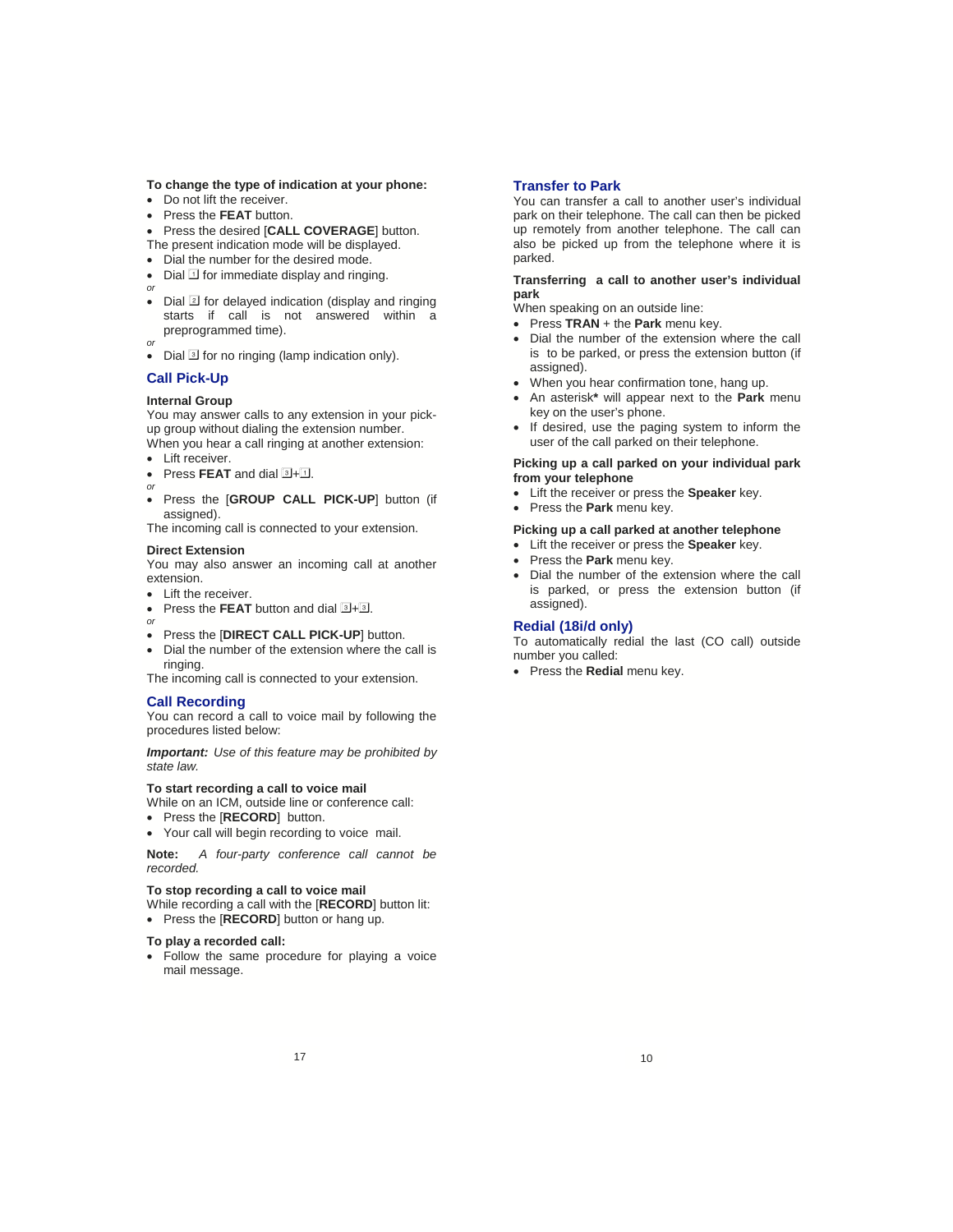**To change the type of indication at your phone:**

- Do not lift the receiver.
- Press the **FEAT** button.
- Press the desired [**CALL COVERAGE**] button.

The present indication mode will be displayed.

- Dial the number for the desired mode.
- Dial 1 for immediate display and ringing.

*or*

- Dial 2 for delayed indication (display and ringing starts if call is not answered within a preprogrammed time).

*or*

- Dial 3 for no ringing (lamp indication only).

## Call Pick-Up

**Internal Group**

You may answer calls to any extension in your pick-up group without dialing the extension number.

When you hear a call ringing at another extension:

- Lift receiver.
- Press **FEAT** and dial 3+1.

*or*

- Press the [**GROUP CALL PICK-UP**] button (if assigned).

The incoming call is connected to your extension.

**Direct Extension**

You may also answer an incoming call at another extension.

- Lift the receiver.
- Press the **FEAT** button and dial 3+3.

*or*

- Press the [**DIRECT CALL PICK-UP**] button.
- Dial the number of the extension where the call is ringing.

The incoming call is connected to your extension.

## Call Recording

You can record a call to voice mail by following the procedures listed below:

***Important:*** *Use of this feature may be prohibited by state law.*

**To start recording a call to voice mail**

While on an ICM, outside line or conference call:

- Press the [**RECORD**] button.
- Your call will begin recording to voice mail.

**Note:** *A four-party conference call cannot be recorded.*

**To stop recording a call to voice mail**

While recording a call with the [**RECORD**] button lit:

- Press the [**RECORD**] button or hang up.

**To play a recorded call:**

- Follow the same procedure for playing a voice mail message.

## Transfer to Park

You can transfer a call to another user's individual park on their telephone. The call can then be picked up remotely from another telephone. The call can also be picked up from the telephone where it is parked.

**Transferring a call to another user's individual park**

When speaking on an outside line:

- Press **TRAN** + the **Park** menu key.
- Dial the number of the extension where the call is to be parked, or press the extension button (if assigned).
- When you hear confirmation tone, hang up.
- An asterisk***** will appear next to the **Park** menu key on the user's phone.
- If desired, use the paging system to inform the user of the call parked on their telephone.

**Picking up a call parked on your individual park from your telephone**

- Lift the receiver or press the **Speaker** key.
- Press the **Park** menu key.

**Picking up a call parked at another telephone**

- Lift the receiver or press the **Speaker** key.
- Press the **Park** menu key.
- Dial the number of the extension where the call is parked, or press the extension button (if assigned).

## Redial (18i/d only)

To automatically redial the last (CO call) outside number you called:

- Press the **Redial** menu key.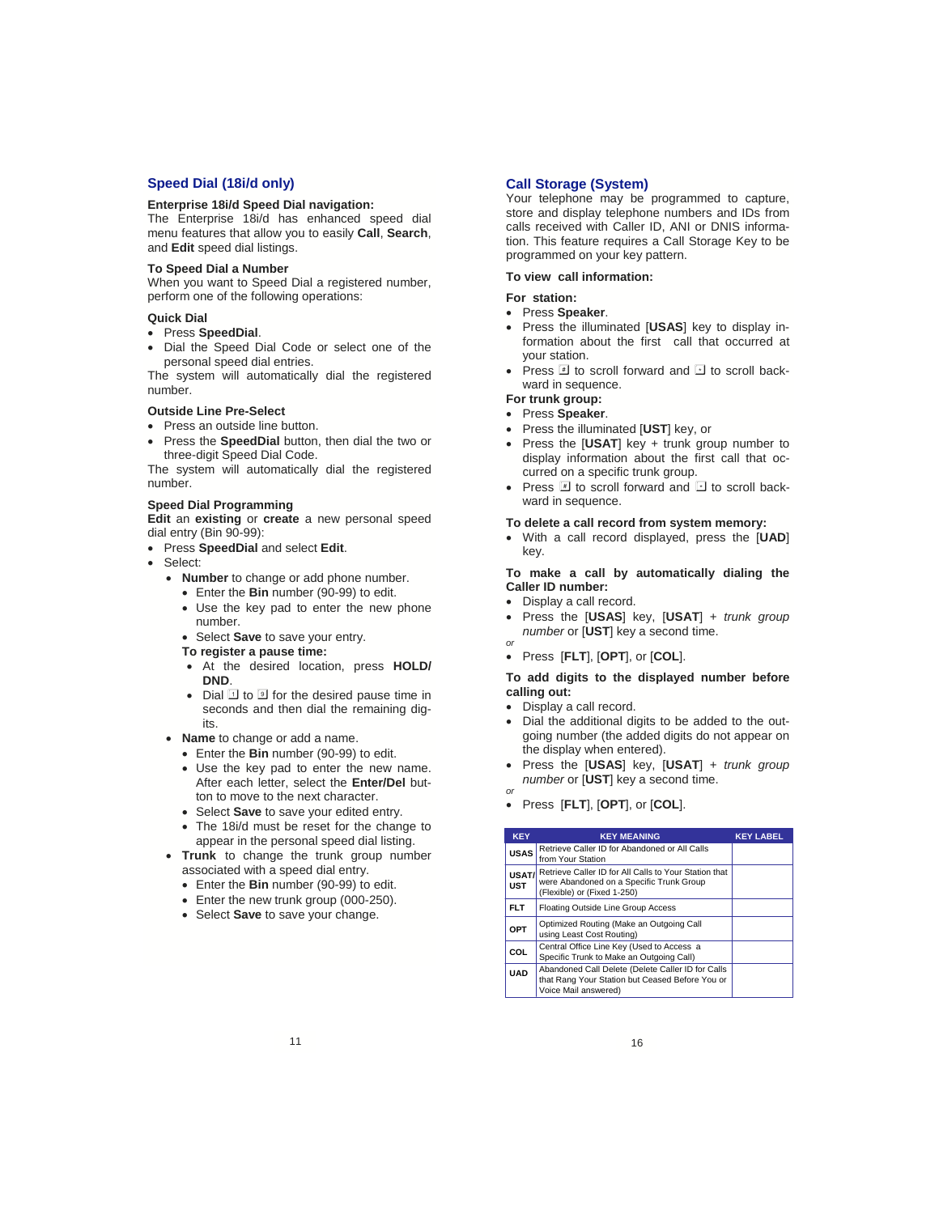## Speed Dial (18i/d only)

**Enterprise 18i/d Speed Dial navigation:**
The Enterprise 18i/d has enhanced speed dial menu features that allow you to easily **Call**, **Search**, and **Edit** speed dial listings.

**To Speed Dial a Number**
When you want to Speed Dial a registered number, perform one of the following operations:

**Quick Dial**

- Press **SpeedDial**.
- Dial the Speed Dial Code or select one of the personal speed dial entries.

The system will automatically dial the registered number.

**Outside Line Pre-Select**

- Press an outside line button.
- Press the **SpeedDial** button, then dial the two or three-digit Speed Dial Code.

The system will automatically dial the registered number.

**Speed Dial Programming**
**Edit** an **existing** or **create** a new personal speed dial entry (Bin 90-99):

- Press **SpeedDial** and select **Edit**.
- Select:
  - **Number** to change or add phone number.
    - Enter the **Bin** number (90-99) to edit.
    - Use the key pad to enter the new phone number.
    - Select **Save** to save your entry.

    **To register a pause time:**
    - At the desired location, press **HOLD/DND**.
    - Dial 1 to 9 for the desired pause time in seconds and then dial the remaining digits.
  - **Name** to change or add a name.
    - Enter the **Bin** number (90-99) to edit.
    - Use the key pad to enter the new name. After each letter, select the **Enter/Del** button to move to the next character.
    - Select **Save** to save your edited entry.
    - The 18i/d must be reset for the change to appear in the personal speed dial listing.
  - **Trunk** to change the trunk group number associated with a speed dial entry.
    - Enter the **Bin** number (90-99) to edit.
    - Enter the new trunk group (000-250).
    - Select **Save** to save your change.

## Call Storage (System)

Your telephone may be programmed to capture, store and display telephone numbers and IDs from calls received with Caller ID, ANI or DNIS information. This feature requires a Call Storage Key to be programmed on your key pattern.

**To view call information:**

**For station:**

- Press **Speaker**.
- Press the illuminated [**USAS**] key to display information about the first call that occurred at your station.
- Press # to scroll forward and * to scroll backward in sequence.

**For trunk group:**

- Press **Speaker**.
- Press the illuminated [**UST**] key, or
- Press the [**USAT**] key + trunk group number to display information about the first call that occurred on a specific trunk group.
- Press # to scroll forward and * to scroll backward in sequence.

**To delete a call record from system memory:**

- With a call record displayed, press the [**UAD**] key.

**To make a call by automatically dialing the Caller ID number:**

- Display a call record.
- Press the [**USAS**] key, [**USAT**] + *trunk group number* or [**UST**] key a second time.

*or*

- Press [**FLT**], [**OPT**], or [**COL**].

**To add digits to the displayed number before calling out:**

- Display a call record.
- Dial the additional digits to be added to the outgoing number (the added digits do not appear on the display when entered).
- Press the [**USAS**] key, [**USAT**] + *trunk group number* or [**UST**] key a second time.

*or*

- Press [**FLT**], [**OPT**], or [**COL**].

| KEY | KEY MEANING | KEY LABEL |
|---|---|---|
| USAS | Retrieve Caller ID for Abandoned or All Calls from Your Station | |
| USAT/ UST | Retrieve Caller ID for All Calls to Your Station that were Abandoned on a Specific Trunk Group (Flexible) or (Fixed 1-250) | |
| FLT | Floating Outside Line Group Access | |
| OPT | Optimized Routing (Make an Outgoing Call using Least Cost Routing) | |
| COL | Central Office Line Key (Used to Access a Specific Trunk to Make an Outgoing Call) | |
| UAD | Abandoned Call Delete (Delete Caller ID for Calls that Rang Your Station but Ceased Before You or Voice Mail answered) | |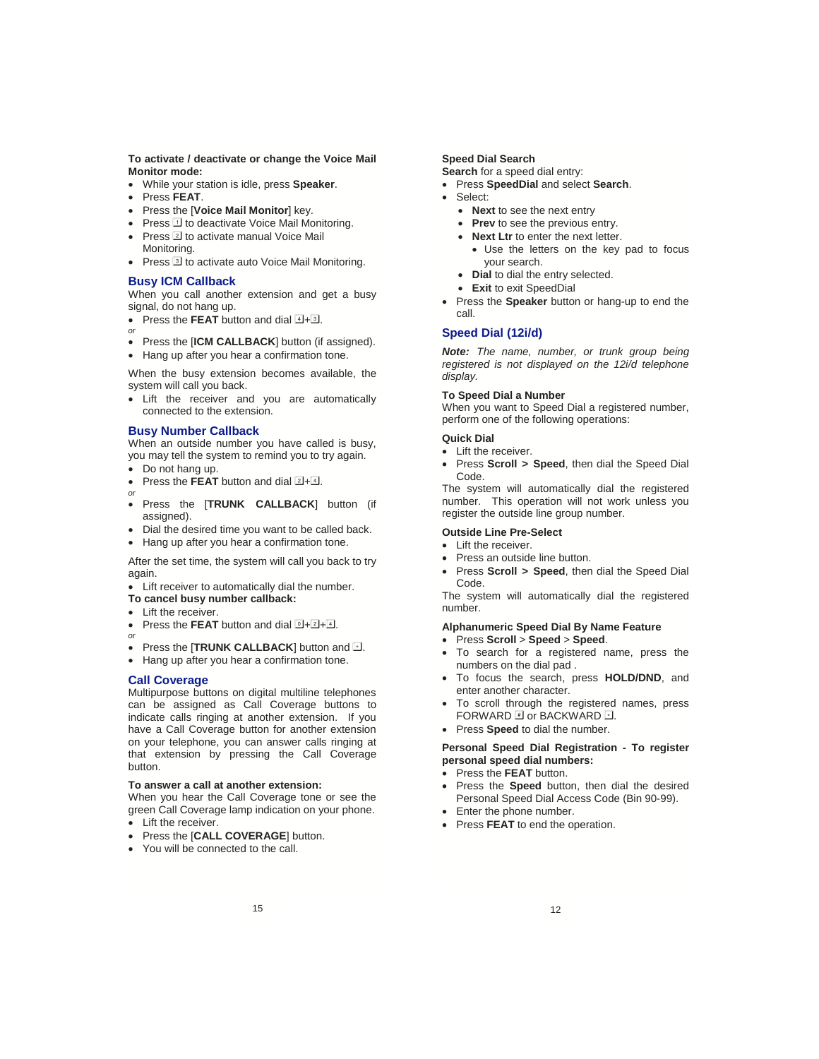**To activate / deactivate or change the Voice Mail Monitor mode:**

- While your station is idle, press **Speaker**.
- Press **FEAT**.
- Press the [**Voice Mail Monitor**] key.
- Press 1 to deactivate Voice Mail Monitoring.
- Press 2 to activate manual Voice Mail Monitoring.
- Press 3 to activate auto Voice Mail Monitoring.

## Busy ICM Callback

When you call another extension and get a busy signal, do not hang up.

- Press the **FEAT** button and dial 4+3.

*or*

- Press the [**ICM CALLBACK**] button (if assigned).
- Hang up after you hear a confirmation tone.

When the busy extension becomes available, the system will call you back.

- Lift the receiver and you are automatically connected to the extension.

## Busy Number Callback

When an outside number you have called is busy, you may tell the system to remind you to try again.

- Do not hang up.
- Press the **FEAT** button and dial 2+4.

*or*

- Press the [**TRUNK CALLBACK**] button (if assigned).
- Dial the desired time you want to be called back.
- Hang up after you hear a confirmation tone.

After the set time, the system will call you back to try again.

- Lift receiver to automatically dial the number.

**To cancel busy number callback:**

- Lift the receiver.
- Press the **FEAT** button and dial 0+2+4.

*or*

- Press the [**TRUNK CALLBACK**] button and *.
- Hang up after you hear a confirmation tone.

## Call Coverage

Multipurpose buttons on digital multiline telephones can be assigned as Call Coverage buttons to indicate calls ringing at another extension. If you have a Call Coverage button for another extension on your telephone, you can answer calls ringing at that extension by pressing the Call Coverage button.

**To answer a call at another extension:**

When you hear the Call Coverage tone or see the green Call Coverage lamp indication on your phone.

- Lift the receiver.
- Press the [**CALL COVERAGE**] button.
- You will be connected to the call.

**Speed Dial Search**

**Search** for a speed dial entry:

- Press **SpeedDial** and select **Search**.
- Select:
  - **Next** to see the next entry
  - **Prev** to see the previous entry.
  - **Next Ltr** to enter the next letter.
    - Use the letters on the key pad to focus your search.
  - **Dial** to dial the entry selected.
  - **Exit** to exit SpeedDial
- Press the **Speaker** button or hang-up to end the call.

## Speed Dial (12i/d)

***Note:*** *The name, number, or trunk group being registered is not displayed on the 12i/d telephone display.*

**To Speed Dial a Number**

When you want to Speed Dial a registered number, perform one of the following operations:

**Quick Dial**

- Lift the receiver.
- Press **Scroll > Speed**, then dial the Speed Dial Code.

The system will automatically dial the registered number. This operation will not work unless you register the outside line group number.

**Outside Line Pre-Select**

- Lift the receiver.
- Press an outside line button.
- Press **Scroll > Speed**, then dial the Speed Dial Code.

The system will automatically dial the registered number.

**Alphanumeric Speed Dial By Name Feature**

- Press **Scroll** > **Speed** > **Speed**.
- To search for a registered name, press the numbers on the dial pad .
- To focus the search, press **HOLD/DND**, and enter another character.
- To scroll through the registered names, press FORWARD # or BACKWARD *.
- Press **Speed** to dial the number.

**Personal Speed Dial Registration - To register personal speed dial numbers:**

- Press the **FEAT** button.
- Press the **Speed** button, then dial the desired Personal Speed Dial Access Code (Bin 90-99).
- Enter the phone number.
- Press **FEAT** to end the operation.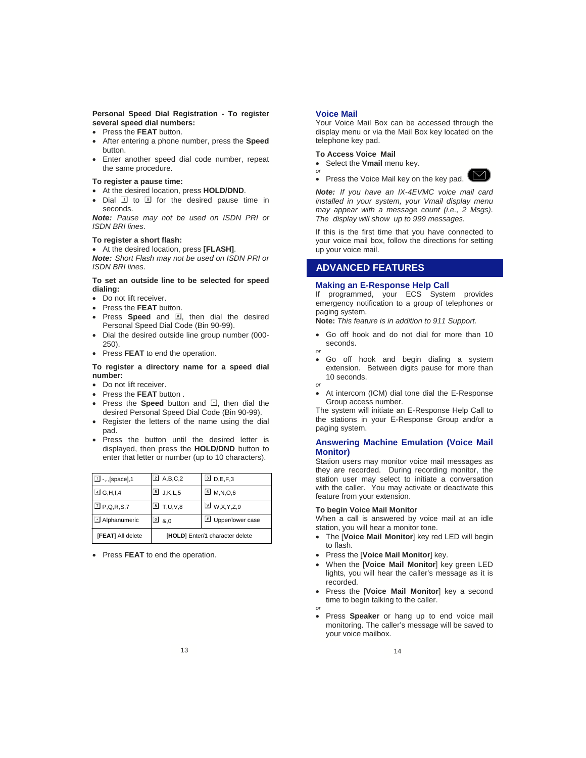**Personal Speed Dial Registration - To register several speed dial numbers:**

- Press the **FEAT** button.
- After entering a phone number, press the **Speed** button.
- Enter another speed dial code number, repeat the same procedure.

**To register a pause time:**

- At the desired location, press **HOLD/DND**.
- Dial 1 to 9 for the desired pause time in seconds.

***Note:*** *Pause may not be used on ISDN PRI or ISDN BRI lines*.

**To register a short flash:**

- At the desired location, press **[FLASH]**.

***Note:*** *Short Flash may not be used on ISDN PRI or ISDN BRI lines*.

**To set an outside line to be selected for speed dialing:**

- Do not lift receiver.
- Press the **FEAT** button.
- Press **Speed** and #, then dial the desired Personal Speed Dial Code (Bin 90-99).
- Dial the desired outside line group number (000-250).
- Press **FEAT** to end the operation.

**To register a directory name for a speed dial number:**

- Do not lift receiver.
- Press the **FEAT** button .
- Press the **Speed** button and *, then dial the desired Personal Speed Dial Code (Bin 90-99).
- Register the letters of the name using the dial pad.
- Press the button until the desired letter is displayed, then press the **HOLD/DND** button to enter that letter or number (up to 10 characters).

| | | |
|---|---|---|
| 1 -,.,[space],1 | 2 A,B,C,2 | 3 D,E,F,3 |
| 4 G,H,I,4 | 5 J,K,L,5 | 6 M,N,O,6 |
| 7 P,Q,R,S,7 | 8 T,U,V,8 | 9 W,X,Y,Z,9 |
| * Alphanumeric | 0 &,0 | # Upper/lower case |
| [**FEAT**] All delete | [**HOLD**] Enter/1 character delete | |

- Press **FEAT** to end the operation.

## Voice Mail

Your Voice Mail Box can be accessed through the display menu or via the Mail Box key located on the telephone key pad.

**To Access Voice Mail**

- Select the **Vmail** menu key.

*or*

- Press the Voice Mail key on the key pad.

***Note:*** *If you have an IX-4EVMC voice mail card installed in your system, your Vmail display menu may appear with a message count (i.e., 2 Msgs). The display will show up to 999 messages.*

If this is the first time that you have connected to your voice mail box, follow the directions for setting up your voice mail.

# ADVANCED FEATURES

## Making an E-Response Help Call

If programmed, your ECS System provides emergency notification to a group of telephones or paging system.

**Note:** *This feature is in addition to 911 Support.*

- Go off hook and do not dial for more than 10 seconds.

*or*

- Go off hook and begin dialing a system extension. Between digits pause for more than 10 seconds.

*or*

- At intercom (ICM) dial tone dial the E-Response Group access number.

The system will initiate an E-Response Help Call to the stations in your E-Response Group and/or a paging system.

## Answering Machine Emulation (Voice Mail Monitor)

Station users may monitor voice mail messages as they are recorded. During recording monitor, the station user may select to initiate a conversation with the caller. You may activate or deactivate this feature from your extension.

**To begin Voice Mail Monitor**

When a call is answered by voice mail at an idle station, you will hear a monitor tone.

- The [**Voice Mail Monitor**] key red LED will begin to flash.
- Press the [**Voice Mail Monitor**] key.
- When the [**Voice Mail Monitor**] key green LED lights, you will hear the caller's message as it is recorded.
- Press the [**Voice Mail Monitor**] key a second time to begin talking to the caller.

*or*

- Press **Speaker** or hang up to end voice mail monitoring. The caller's message will be saved to your voice mailbox.